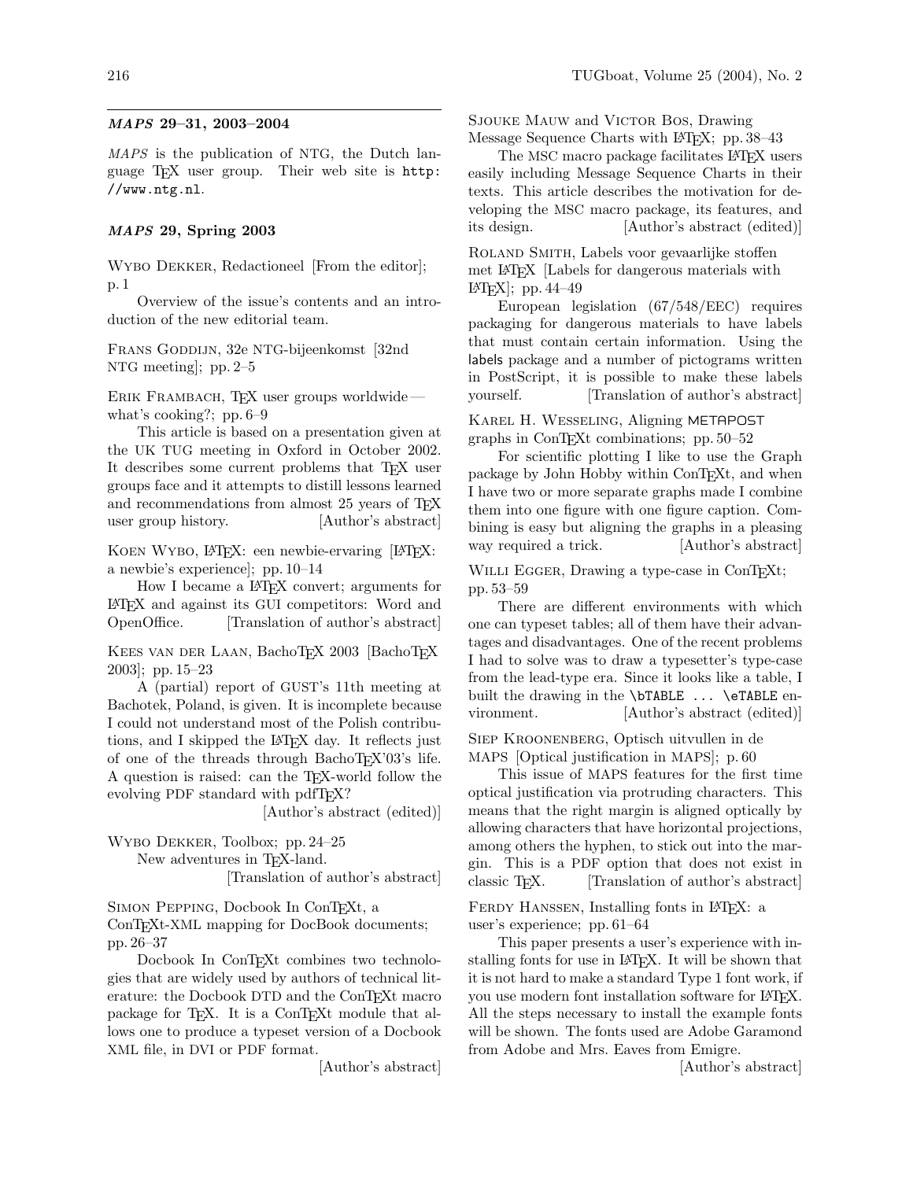## *MAPS* 29–31, 2003–2004

*MAPS* is the publication of NTG, the Dutch language TeX user group. Their web site is http://www.ntg.nl.

### *MAPS* 29, Spring 2003

Wybo Dekker, Redactioneel [From the editor]; p. 1

Overview of the issue's contents and an introduction of the new editorial team.

Frans Goddijn, 32e NTG-bijeenkomst [32nd NTG meeting]; pp. 2–5

Erik Frambach, TeX user groups worldwide — what's cooking?; pp. 6–9

This article is based on a presentation given at the UK TUG meeting in Oxford in October 2002. It describes some current problems that TeX user groups face and it attempts to distill lessons learned and recommendations from almost 25 years of TeX user group history. [Author's abstract]

Koen Wybo, LaTeX: een newbie-ervaring [LaTeX: a newbie's experience]; pp. 10–14

How I became a LaTeX convert; arguments for LaTeX and against its GUI competitors: Word and OpenOffice. [Translation of author's abstract]

Kees van der Laan, BachoTeX 2003 [BachoTeX 2003]; pp. 15–23

A (partial) report of GUST's 11th meeting at Bachotek, Poland, is given. It is incomplete because I could not understand most of the Polish contributions, and I skipped the LaTeX day. It reflects just of one of the threads through BachoTeX'03's life. A question is raised: can the TeX-world follow the evolving PDF standard with pdfTeX? [Author's abstract (edited)]

Wybo Dekker, Toolbox; pp. 24–25

New adventures in TeX-land. [Translation of author's abstract]

Simon Pepping, Docbook In ConTeXt, a ConTeXt-XML mapping for DocBook documents; pp. 26–37

Docbook In ConTeXt combines two technologies that are widely used by authors of technical literature: the Docbook DTD and the ConTeXt macro package for TeX. It is a ConTeXt module that allows one to produce a typeset version of a Docbook XML file, in DVI or PDF format. [Author's abstract]

Sjouke Mauw and Victor Bos, Drawing Message Sequence Charts with LaTeX; pp. 38–43

The MSC macro package facilitates LaTeX users easily including Message Sequence Charts in their texts. This article describes the motivation for developing the MSC macro package, its features, and its design. [Author's abstract (edited)]

Roland Smith, Labels voor gevaarlijke stoffen met LaTeX [Labels for dangerous materials with LaTeX]; pp. 44–49

European legislation (67/548/EEC) requires packaging for dangerous materials to have labels that must contain certain information. Using the labels package and a number of pictograms written in PostScript, it is possible to make these labels yourself. [Translation of author's abstract]

Karel H. Wesseling, Aligning METAPOST graphs in ConTeXt combinations; pp. 50–52

For scientific plotting I like to use the Graph package by John Hobby within ConTeXt, and when I have two or more separate graphs made I combine them into one figure with one figure caption. Combining is easy but aligning the graphs in a pleasing way required a trick. [Author's abstract]

Willi Egger, Drawing a type-case in ConTeXt; pp. 53–59

There are different environments with which one can typeset tables; all of them have their advantages and disadvantages. One of the recent problems I had to solve was to draw a typesetter's type-case from the lead-type era. Since it looks like a table, I built the drawing in the `\bTABLE ... \eTABLE` environment. [Author's abstract (edited)]

Siep Kroonenberg, Optisch uitvullen in de MAPS [Optical justification in MAPS]; p. 60

This issue of MAPS features for the first time optical justification via protruding characters. This means that the right margin is aligned optically by allowing characters that have horizontal projections, among others the hyphen, to stick out into the margin. This is a PDF option that does not exist in classic TeX. [Translation of author's abstract]

Ferdy Hanssen, Installing fonts in LaTeX: a user's experience; pp. 61–64

This paper presents a user's experience with installing fonts for use in LaTeX. It will be shown that it is not hard to make a standard Type 1 font work, if you use modern font installation software for LaTeX. All the steps necessary to install the example fonts will be shown. The fonts used are Adobe Garamond from Adobe and Mrs. Eaves from Emigre. [Author's abstract]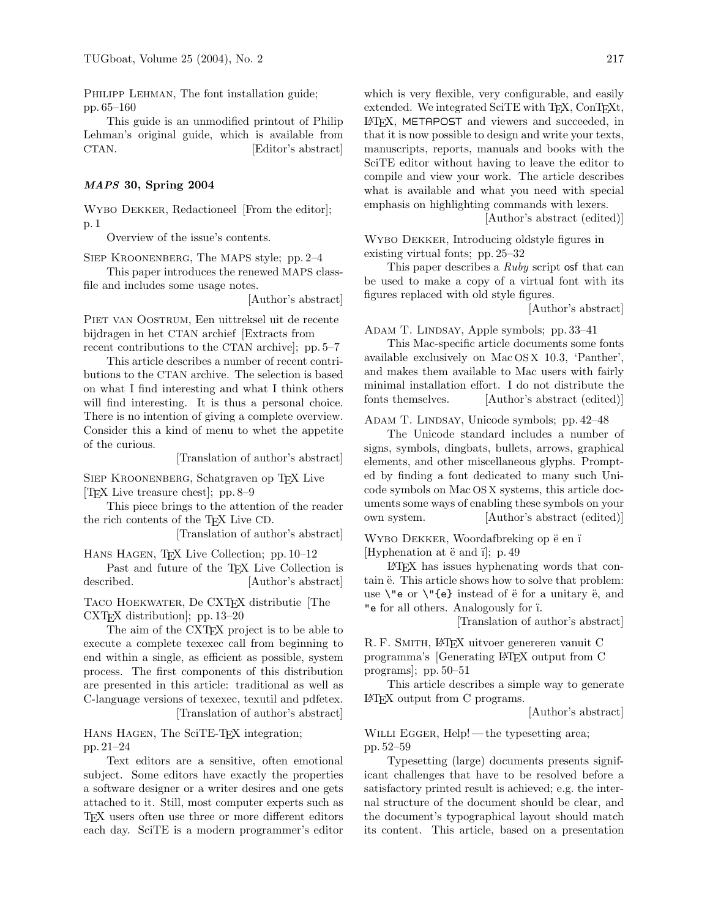Philipp Lehman, The font installation guide; pp. 65–160

This guide is an unmodified printout of Philip Lehman's original guide, which is available from CTAN. [Editor's abstract]

### *MAPS* 30, Spring 2004

Wybo Dekker, Redactioneel [From the editor]; p. 1

Overview of the issue's contents.

Siep Kroonenberg, The MAPS style; pp. 2–4

This paper introduces the renewed MAPS class-file and includes some usage notes.

[Author's abstract]

Piet van Oostrum, Een uittreksel uit de recente bijdragen in het CTAN archief [Extracts from recent contributions to the CTAN archive]; pp. 5–7

This article describes a number of recent contributions to the CTAN archive. The selection is based on what I find interesting and what I think others will find interesting. It is thus a personal choice. There is no intention of giving a complete overview. Consider this a kind of menu to whet the appetite of the curious.

[Translation of author's abstract]

Siep Kroonenberg, Schatgraven op TEX Live [TEX Live treasure chest]; pp. 8–9

This piece brings to the attention of the reader the rich contents of the TEX Live CD.

[Translation of author's abstract]

Hans Hagen, TEX Live Collection; pp. 10–12

Past and future of the TEX Live Collection is described. [Author's abstract]

Taco Hoekwater, De CXTEX distributie [The CXTEX distribution]; pp. 13–20

The aim of the CXTEX project is to be able to execute a complete texexec call from beginning to end within a single, as efficient as possible, system process. The first components of this distribution are presented in this article: traditional as well as C-language versions of texexec, texutil and pdfetex.

[Translation of author's abstract]

Hans Hagen, The SciTE-TEX integration; pp. 21–24

Text editors are a sensitive, often emotional subject. Some editors have exactly the properties a software designer or a writer desires and one gets attached to it. Still, most computer experts such as TEX users often use three or more different editors each day. SciTE is a modern programmer's editor which is very flexible, very configurable, and easily extended. We integrated SciTE with TEX, ConTEXt, LATEX, METAPOST and viewers and succeeded, in that it is now possible to design and write your texts, manuscripts, reports, manuals and books with the SciTE editor without having to leave the editor to compile and view your work. The article describes what is available and what you need with special emphasis on highlighting commands with lexers.

[Author's abstract (edited)]

Wybo Dekker, Introducing oldstyle figures in existing virtual fonts; pp. 25–32

This paper describes a *Ruby* script `osf` that can be used to make a copy of a virtual font with its figures replaced with old style figures.

[Author's abstract]

Adam T. Lindsay, Apple symbols; pp. 33–41

This Mac-specific article documents some fonts available exclusively on Mac OS X 10.3, 'Panther', and makes them available to Mac users with fairly minimal installation effort. I do not distribute the fonts themselves. [Author's abstract (edited)]

Adam T. Lindsay, Unicode symbols; pp. 42–48

The Unicode standard includes a number of signs, symbols, dingbats, bullets, arrows, graphical elements, and other miscellaneous glyphs. Prompted by finding a font dedicated to many such Unicode symbols on Mac OS X systems, this article documents some ways of enabling these symbols on your own system. [Author's abstract (edited)]

Wybo Dekker, Woordafbreking op ë en ï [Hyphenation at ë and ï]; p. 49

LATEX has issues hyphenating words that contain ë. This article shows how to solve that problem: use `\"e` or `\"{e}` instead of ë for a unitary ë, and `"e` for all others. Analogously for ï.

[Translation of author's abstract]

R. F. Smith, LATEX uitvoer genereren vanuit C programma's [Generating LATEX output from C programs]; pp. 50–51

This article describes a simple way to generate LATEX output from C programs.

[Author's abstract]

Willi Egger, Help! — the typesetting area; pp. 52–59

Typesetting (large) documents presents significant challenges that have to be resolved before a satisfactory printed result is achieved; e.g. the internal structure of the document should be clear, and the document's typographical layout should match its content. This article, based on a presentation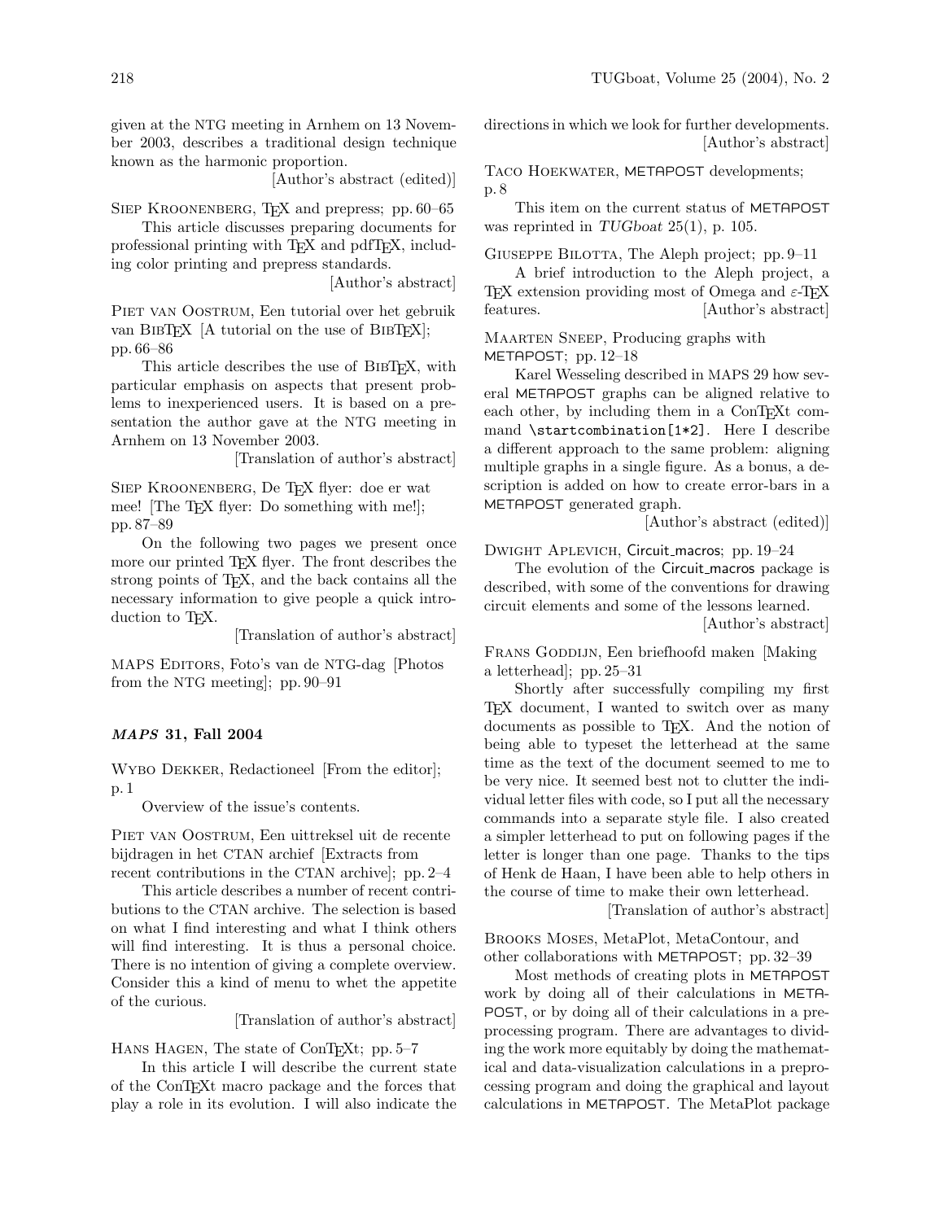given at the NTG meeting in Arnhem on 13 November 2003, describes a traditional design technique known as the harmonic proportion.

[Author's abstract (edited)]

Siep Kroonenberg, TeX and prepress; pp. 60–65

This article discusses preparing documents for professional printing with TeX and pdfTeX, including color printing and prepress standards.

[Author's abstract]

Piet van Oostrum, Een tutorial over het gebruik van BibTeX [A tutorial on the use of BibTeX]; pp. 66–86

This article describes the use of BibTeX, with particular emphasis on aspects that present problems to inexperienced users. It is based on a presentation the author gave at the NTG meeting in Arnhem on 13 November 2003.

[Translation of author's abstract]

Siep Kroonenberg, De TeX flyer: doe er wat mee! [The TeX flyer: Do something with me!]; pp. 87–89

On the following two pages we present once more our printed TeX flyer. The front describes the strong points of TeX, and the back contains all the necessary information to give people a quick introduction to TeX.

[Translation of author's abstract]

MAPS Editors, Foto's van de NTG-dag [Photos from the NTG meeting]; pp. 90–91

### *MAPS* 31, Fall 2004

Wybo Dekker, Redactioneel [From the editor]; p. 1

Overview of the issue's contents.

Piet van Oostrum, Een uittreksel uit de recente bijdragen in het CTAN archief [Extracts from recent contributions in the CTAN archive]; pp. 2–4

This article describes a number of recent contributions to the CTAN archive. The selection is based on what I find interesting and what I think others will find interesting. It is thus a personal choice. There is no intention of giving a complete overview. Consider this a kind of menu to whet the appetite of the curious.

[Translation of author's abstract]

Hans Hagen, The state of ConTeXt; pp. 5–7

In this article I will describe the current state of the ConTeXt macro package and the forces that play a role in its evolution. I will also indicate the directions in which we look for further developments.

[Author's abstract]

Taco Hoekwater, METAPOST developments; p. 8

This item on the current status of METAPOST was reprinted in *TUGboat* 25(1), p. 105.

Giuseppe Bilotta, The Aleph project; pp. 9–11

A brief introduction to the Aleph project, a TeX extension providing most of Omega and ε-TeX features. [Author's abstract]

Maarten Sneep, Producing graphs with METAPOST; pp. 12–18

Karel Wesseling described in MAPS 29 how several METAPOST graphs can be aligned relative to each other, by including them in a ConTeXt command `\startcombination[1*2]`. Here I describe a different approach to the same problem: aligning multiple graphs in a single figure. As a bonus, a description is added on how to create error-bars in a METAPOST generated graph.

[Author's abstract (edited)]

Dwight Aplevich, Circuit_macros; pp. 19–24

The evolution of the Circuit_macros package is described, with some of the conventions for drawing circuit elements and some of the lessons learned.

[Author's abstract]

Frans Goddijn, Een briefhoofd maken [Making a letterhead]; pp. 25–31

Shortly after successfully compiling my first TeX document, I wanted to switch over as many documents as possible to TeX. And the notion of being able to typeset the letterhead at the same time as the text of the document seemed to me to be very nice. It seemed best not to clutter the individual letter files with code, so I put all the necessary commands into a separate style file. I also created a simpler letterhead to put on following pages if the letter is longer than one page. Thanks to the tips of Henk de Haan, I have been able to help others in the course of time to make their own letterhead.

[Translation of author's abstract]

Brooks Moses, MetaPlot, MetaContour, and other collaborations with METAPOST; pp. 32–39

Most methods of creating plots in METAPOST work by doing all of their calculations in METAPOST, or by doing all of their calculations in a preprocessing program. There are advantages to dividing the work more equitably by doing the mathematical and data-visualization calculations in a preprocessing program and doing the graphical and layout calculations in METAPOST. The MetaPlot package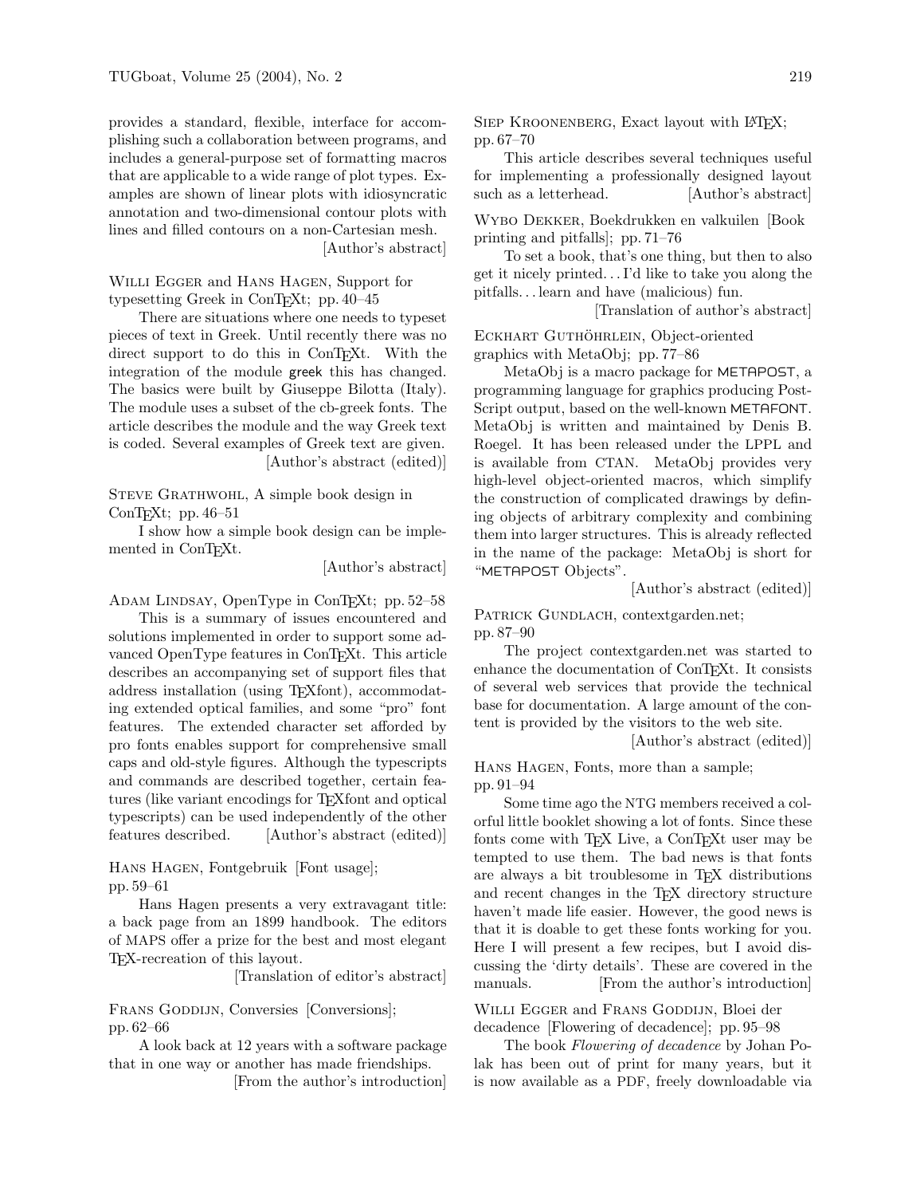provides a standard, flexible, interface for accomplishing such a collaboration between programs, and includes a general-purpose set of formatting macros that are applicable to a wide range of plot types. Examples are shown of linear plots with idiosyncratic annotation and two-dimensional contour plots with lines and filled contours on a non-Cartesian mesh.

[Author's abstract]

Willi Egger and Hans Hagen, Support for typesetting Greek in ConTEXt; pp. 40–45

There are situations where one needs to typeset pieces of text in Greek. Until recently there was no direct support to do this in ConTEXt. With the integration of the module greek this has changed. The basics were built by Giuseppe Bilotta (Italy). The module uses a subset of the cb-greek fonts. The article describes the module and the way Greek text is coded. Several examples of Greek text are given.

[Author's abstract (edited)]

Steve Grathwohl, A simple book design in ConTEXt; pp. 46–51

I show how a simple book design can be implemented in ConTEXt.

[Author's abstract]

Adam Lindsay, OpenType in ConTEXt; pp. 52–58

This is a summary of issues encountered and solutions implemented in order to support some advanced OpenType features in ConTEXt. This article describes an accompanying set of support files that address installation (using TEXfont), accommodating extended optical families, and some "pro" font features. The extended character set afforded by pro fonts enables support for comprehensive small caps and old-style figures. Although the typescripts and commands are described together, certain features (like variant encodings for TEXfont and optical typescripts) can be used independently of the other features described. [Author's abstract (edited)]

Hans Hagen, Fontgebruik [Font usage]; pp. 59–61

Hans Hagen presents a very extravagant title: a back page from an 1899 handbook. The editors of MAPS offer a prize for the best and most elegant TEX-recreation of this layout.

[Translation of editor's abstract]

Frans Goddijn, Conversies [Conversions]; pp. 62–66

A look back at 12 years with a software package that in one way or another has made friendships.

[From the author's introduction]

Siep Kroonenberg, Exact layout with LATEX; pp. 67–70

This article describes several techniques useful for implementing a professionally designed layout such as a letterhead. [Author's abstract]

Wybo Dekker, Boekdrukken en valkuilen [Book printing and pitfalls]; pp. 71–76

To set a book, that's one thing, but then to also get it nicely printed... I'd like to take you along the pitfalls... learn and have (malicious) fun.

[Translation of author's abstract]

Eckhart Guthöhrlein, Object-oriented graphics with MetaObj; pp. 77–86

MetaObj is a macro package for METAPOST, a programming language for graphics producing PostScript output, based on the well-known METAFONT. MetaObj is written and maintained by Denis B. Roegel. It has been released under the LPPL and is available from CTAN. MetaObj provides very high-level object-oriented macros, which simplify the construction of complicated drawings by defining objects of arbitrary complexity and combining them into larger structures. This is already reflected in the name of the package: MetaObj is short for "METAPOST Objects".

[Author's abstract (edited)]

Patrick Gundlach, contextgarden.net; pp. 87–90

The project contextgarden.net was started to enhance the documentation of ConTEXt. It consists of several web services that provide the technical base for documentation. A large amount of the content is provided by the visitors to the web site.

[Author's abstract (edited)]

Hans Hagen, Fonts, more than a sample; pp. 91–94

Some time ago the NTG members received a colorful little booklet showing a lot of fonts. Since these fonts come with TEX Live, a ConTEXt user may be tempted to use them. The bad news is that fonts are always a bit troublesome in TEX distributions and recent changes in the TEX directory structure haven't made life easier. However, the good news is that it is doable to get these fonts working for you. Here I will present a few recipes, but I avoid discussing the 'dirty details'. These are covered in the manuals. [From the author's introduction]

Willi Egger and Frans Goddijn, Bloei der decadence [Flowering of decadence]; pp. 95–98

The book *Flowering of decadence* by Johan Polak has been out of print for many years, but it is now available as a PDF, freely downloadable via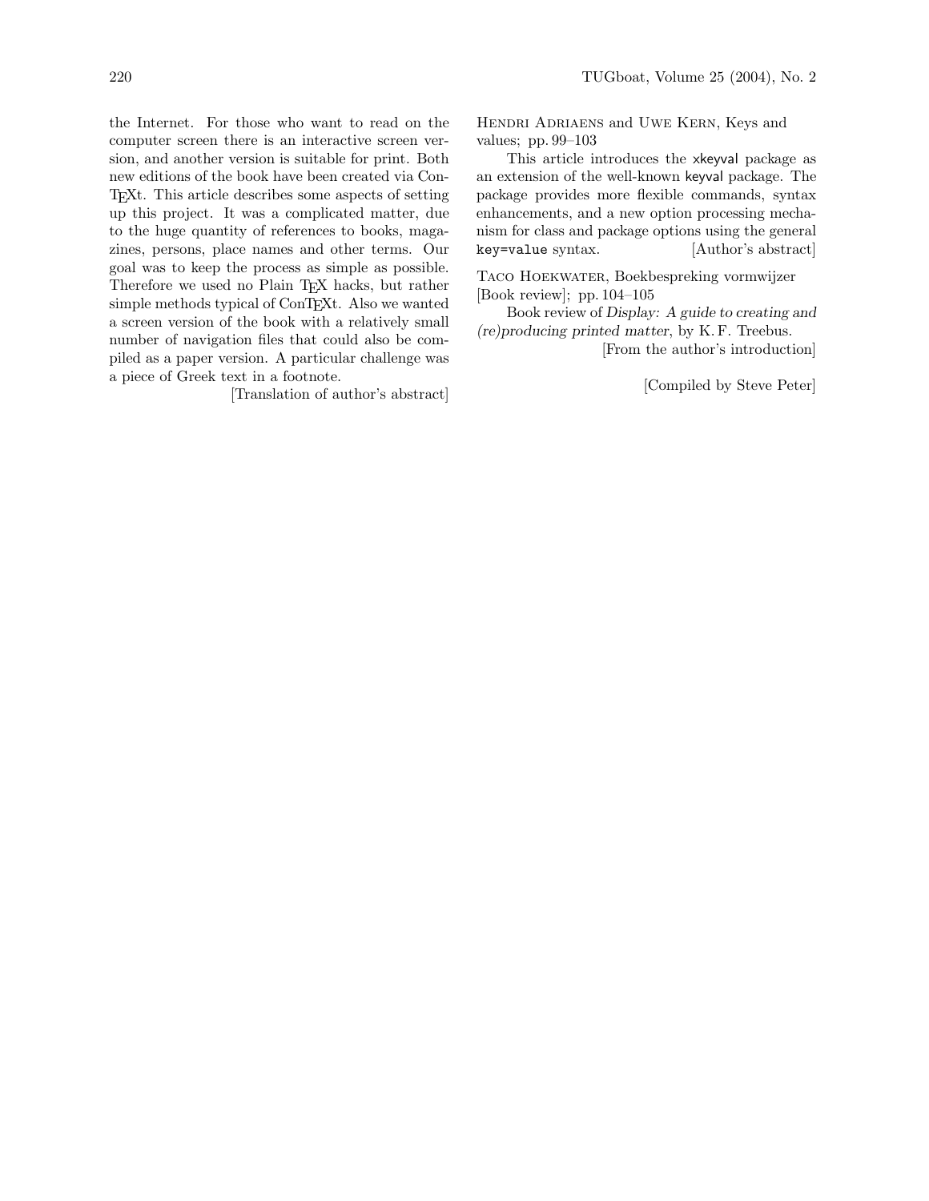the Internet. For those who want to read on the computer screen there is an interactive screen version, and another version is suitable for print. Both new editions of the book have been created via ConTEXt. This article describes some aspects of setting up this project. It was a complicated matter, due to the huge quantity of references to books, magazines, persons, place names and other terms. Our goal was to keep the process as simple as possible. Therefore we used no Plain TEX hacks, but rather simple methods typical of ConTEXt. Also we wanted a screen version of the book with a relatively small number of navigation files that could also be compiled as a paper version. A particular challenge was a piece of Greek text in a footnote.

[Translation of author's abstract]

Hendri Adriaens and Uwe Kern, Keys and values; pp. 99–103

This article introduces the xkeyval package as an extension of the well-known keyval package. The package provides more flexible commands, syntax enhancements, and a new option processing mechanism for class and package options using the general `key=value` syntax. [Author's abstract]

Taco Hoekwater, Boekbespreking vormwijzer [Book review]; pp. 104–105

Book review of *Display: A guide to creating and (re)producing printed matter*, by K. F. Treebus.

[From the author's introduction]

[Compiled by Steve Peter]